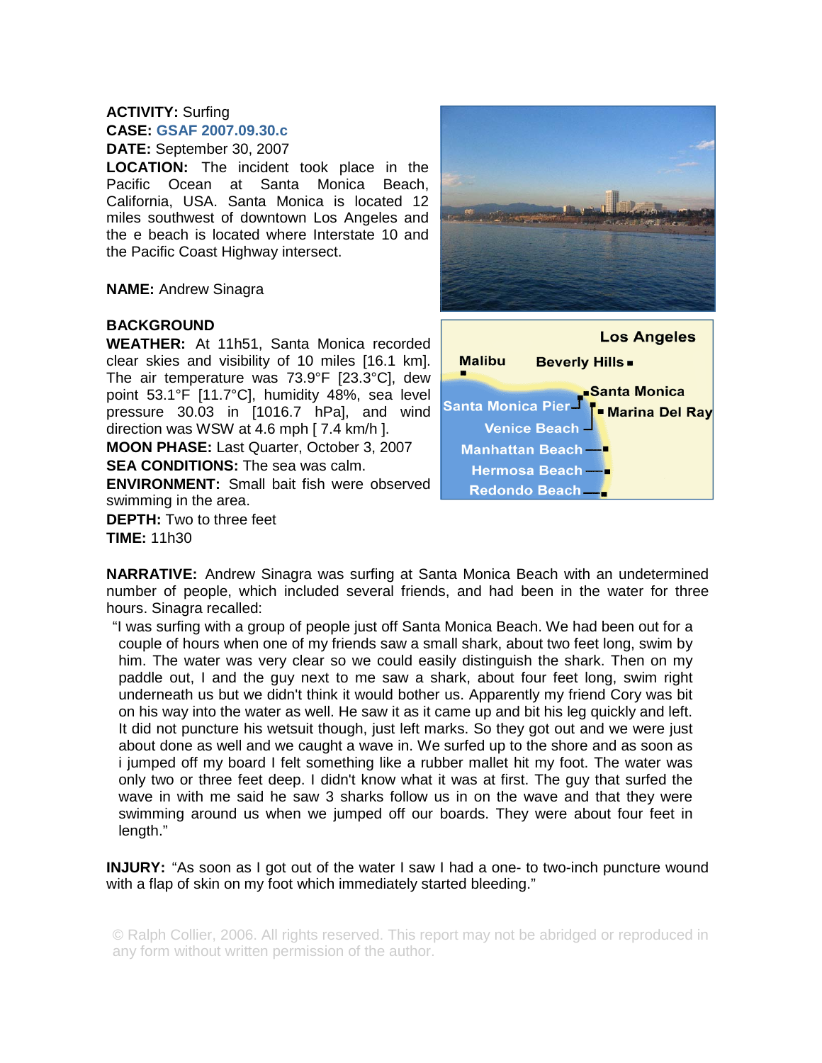**ACTIVITY:** Surfing

**CASE:** GSAF 2007.09.30.c

**DATE:** September 30, 2007

**LOCATION:** The incident took place in the Pacific Ocean at Santa Monica Beach, California, USA. Santa Monica is located 12 miles southwest of downtown Los Angeles and the e beach is located where Interstate 10 and the Pacific Coast Highway intersect.

**NAME:** Andrew Sinagra

**BACKGROUND**

**WEATHER:** At 11h51, Santa Monica recorded clear skies and visibility of 10 miles [16.1 km]. The air temperature was 73.9°F [23.3°C], dew point 53.1°F [11.7°C], humidity 48%, sea level pressure 30.03 in [1016.7 hPa], and wind direction was WSW at 4.6 mph [ 7.4 km/h ].

**MOON PHASE:** Last Quarter, October 3, 2007

**SEA CONDITIONS:** The sea was calm.

**ENVIRONMENT:** Small bait fish were observed swimming in the area.

**DEPTH:** Two to three feet

**TIME:** 11h30

Los Angeles
Malibu
Beverly Hills
Santa Monica
Santa Monica Pier
Marina Del Ray
Venice Beach
Manhattan Beach
Hermosa Beach
Redondo Beach

**NARRATIVE:** Andrew Sinagra was surfing at Santa Monica Beach with an undetermined number of people, which included several friends, and had been in the water for three hours. Sinagra recalled:

"I was surfing with a group of people just off Santa Monica Beach. We had been out for a couple of hours when one of my friends saw a small shark, about two feet long, swim by him. The water was very clear so we could easily distinguish the shark. Then on my paddle out, I and the guy next to me saw a shark, about four feet long, swim right underneath us but we didn't think it would bother us. Apparently my friend Cory was bit on his way into the water as well. He saw it as it came up and bit his leg quickly and left. It did not puncture his wetsuit though, just left marks. So they got out and we were just about done as well and we caught a wave in. We surfed up to the shore and as soon as i jumped off my board I felt something like a rubber mallet hit my foot. The water was only two or three feet deep. I didn't know what it was at first. The guy that surfed the wave in with me said he saw 3 sharks follow us in on the wave and that they were swimming around us when we jumped off our boards. They were about four feet in length."

**INJURY:** "As soon as I got out of the water I saw I had a one- to two-inch puncture wound with a flap of skin on my foot which immediately started bleeding."

© Ralph Collier, 2006. All rights reserved. This report may not be abridged or reproduced in any form without written permission of the author.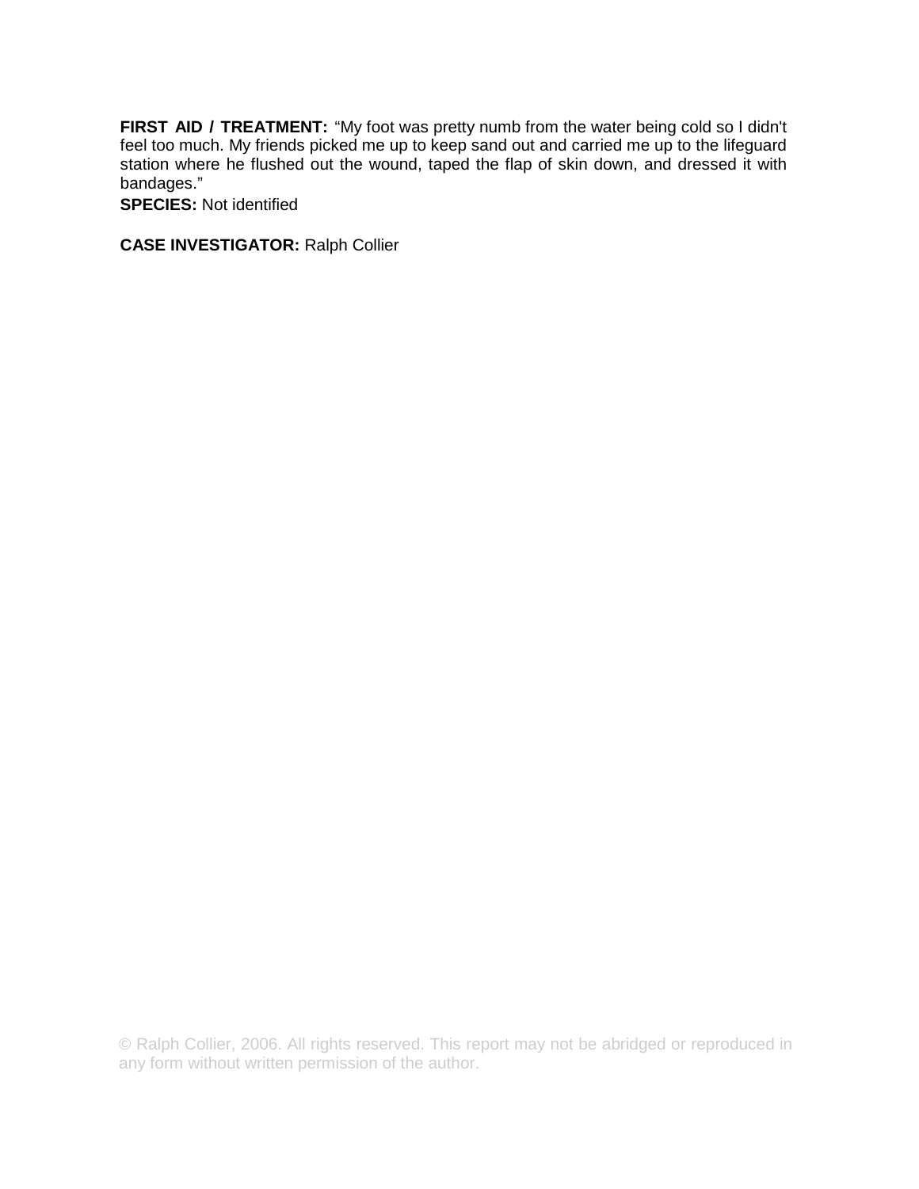**FIRST AID / TREATMENT:** "My foot was pretty numb from the water being cold so I didn't feel too much. My friends picked me up to keep sand out and carried me up to the lifeguard station where he flushed out the wound, taped the flap of skin down, and dressed it with bandages."

**SPECIES:** Not identified

**CASE INVESTIGATOR:** Ralph Collier

© Ralph Collier, 2006. All rights reserved. This report may not be abridged or reproduced in any form without written permission of the author.